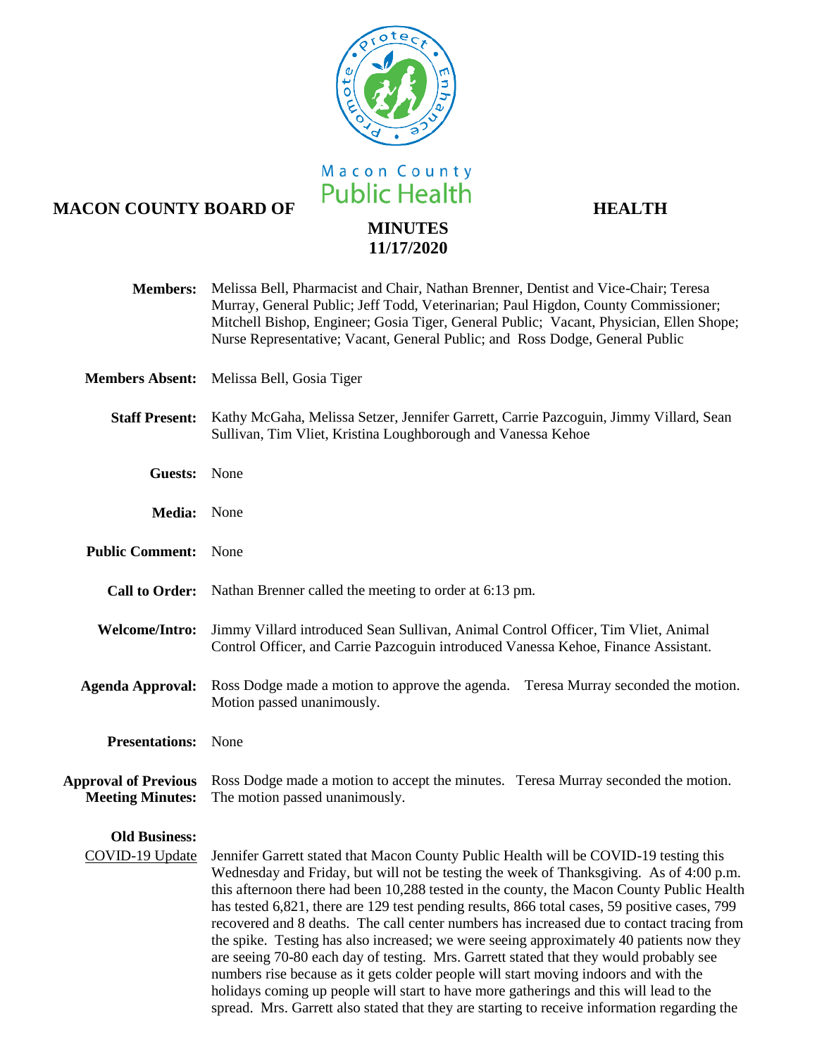Macon County Public Health

# MACON COUNTY BOARD OF HEALTH

## MINUTES
## 11/17/2020

**Members:** Melissa Bell, Pharmacist and Chair, Nathan Brenner, Dentist and Vice-Chair; Teresa Murray, General Public; Jeff Todd, Veterinarian; Paul Higdon, County Commissioner; Mitchell Bishop, Engineer; Gosia Tiger, General Public; Vacant, Physician, Ellen Shope; Nurse Representative; Vacant, General Public; and Ross Dodge, General Public

**Members Absent:** Melissa Bell, Gosia Tiger

**Staff Present:** Kathy McGaha, Melissa Setzer, Jennifer Garrett, Carrie Pazcoguin, Jimmy Villard, Sean Sullivan, Tim Vliet, Kristina Loughborough and Vanessa Kehoe

**Guests:** None

**Media:** None

**Public Comment:** None

**Call to Order:** Nathan Brenner called the meeting to order at 6:13 pm.

**Welcome/Intro:** Jimmy Villard introduced Sean Sullivan, Animal Control Officer, Tim Vliet, Animal Control Officer, and Carrie Pazcoguin introduced Vanessa Kehoe, Finance Assistant.

**Agenda Approval:** Ross Dodge made a motion to approve the agenda. Teresa Murray seconded the motion. Motion passed unanimously.

**Presentations:** None

**Approval of Previous Meeting Minutes:** Ross Dodge made a motion to accept the minutes. Teresa Murray seconded the motion. The motion passed unanimously.

**Old Business:**

COVID-19 Update: Jennifer Garrett stated that Macon County Public Health will be COVID-19 testing this Wednesday and Friday, but will not be testing the week of Thanksgiving. As of 4:00 p.m. this afternoon there had been 10,288 tested in the county, the Macon County Public Health has tested 6,821, there are 129 test pending results, 866 total cases, 59 positive cases, 799 recovered and 8 deaths. The call center numbers has increased due to contact tracing from the spike. Testing has also increased; we were seeing approximately 40 patients now they are seeing 70-80 each day of testing. Mrs. Garrett stated that they would probably see numbers rise because as it gets colder people will start moving indoors and with the holidays coming up people will start to have more gatherings and this will lead to the spread. Mrs. Garrett also stated that they are starting to receive information regarding the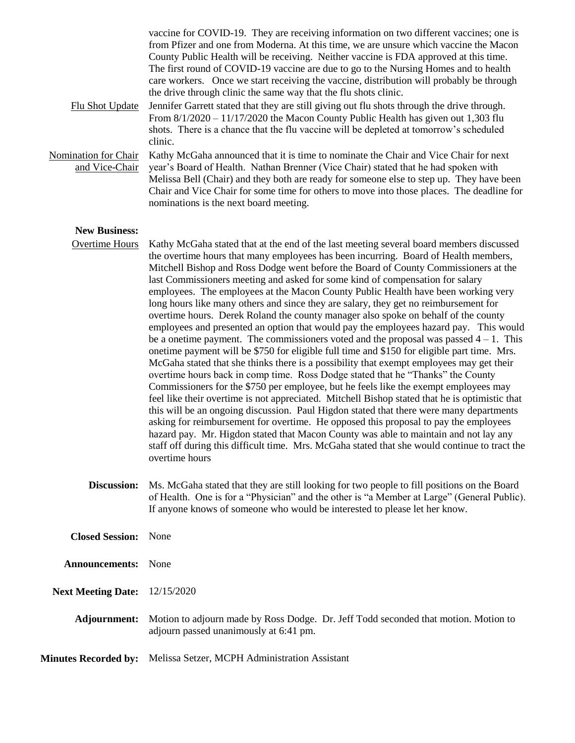vaccine for COVID-19. They are receiving information on two different vaccines; one is from Pfizer and one from Moderna. At this time, we are unsure which vaccine the Macon County Public Health will be receiving. Neither vaccine is FDA approved at this time. The first round of COVID-19 vaccine are due to go to the Nursing Homes and to health care workers. Once we start receiving the vaccine, distribution will probably be through the drive through clinic the same way that the flu shots clinic.

Flu Shot Update: Jennifer Garrett stated that they are still giving out flu shots through the drive through. From 8/1/2020 – 11/17/2020 the Macon County Public Health has given out 1,303 flu shots. There is a chance that the flu vaccine will be depleted at tomorrow's scheduled clinic.

Nomination for Chair and Vice-Chair: Kathy McGaha announced that it is time to nominate the Chair and Vice Chair for next year's Board of Health. Nathan Brenner (Vice Chair) stated that he had spoken with Melissa Bell (Chair) and they both are ready for someone else to step up. They have been Chair and Vice Chair for some time for others to move into those places. The deadline for nominations is the next board meeting.

**New Business:**

Overtime Hours: Kathy McGaha stated that at the end of the last meeting several board members discussed the overtime hours that many employees has been incurring. Board of Health members, Mitchell Bishop and Ross Dodge went before the Board of County Commissioners at the last Commissioners meeting and asked for some kind of compensation for salary employees. The employees at the Macon County Public Health have been working very long hours like many others and since they are salary, they get no reimbursement for overtime hours. Derek Roland the county manager also spoke on behalf of the county employees and presented an option that would pay the employees hazard pay. This would be a onetime payment. The commissioners voted and the proposal was passed 4 – 1. This onetime payment will be $750 for eligible full time and $150 for eligible part time. Mrs. McGaha stated that she thinks there is a possibility that exempt employees may get their overtime hours back in comp time. Ross Dodge stated that he "Thanks" the County Commissioners for the $750 per employee, but he feels like the exempt employees may feel like their overtime is not appreciated. Mitchell Bishop stated that he is optimistic that this will be an ongoing discussion. Paul Higdon stated that there were many departments asking for reimbursement for overtime. He opposed this proposal to pay the employees hazard pay. Mr. Higdon stated that Macon County was able to maintain and not lay any staff off during this difficult time. Mrs. McGaha stated that she would continue to tract the overtime hours

**Discussion:** Ms. McGaha stated that they are still looking for two people to fill positions on the Board of Health. One is for a "Physician" and the other is "a Member at Large" (General Public). If anyone knows of someone who would be interested to please let her know.

**Closed Session:** None

**Announcements:** None

**Next Meeting Date:** 12/15/2020

**Adjournment:** Motion to adjourn made by Ross Dodge. Dr. Jeff Todd seconded that motion. Motion to adjourn passed unanimously at 6:41 pm.

**Minutes Recorded by:** Melissa Setzer, MCPH Administration Assistant